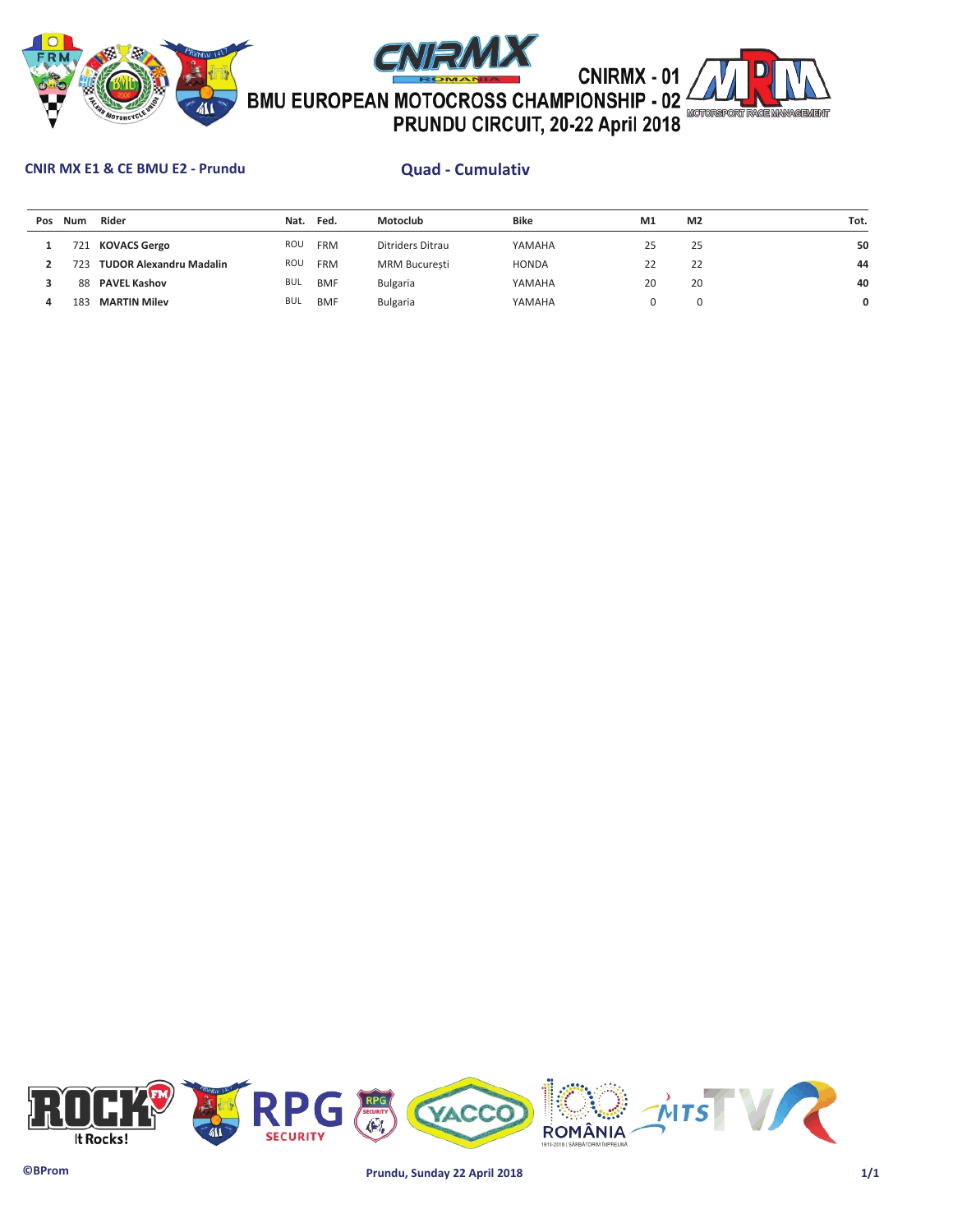# CNIRMX - 01
# BMU EUROPEAN MOTOCROSS CHAMPIONSHIP - 02
# PRUNDU CIRCUIT, 20-22 April 2018

**CNIR MX E1 & CE BMU E2 - Prundu**

## Quad - Cumulativ

| Pos | Num | Rider | Nat. | Fed. | Motoclub | Bike | M1 | M2 | Tot. |
|---|---|---|---|---|---|---|---|---|---|
| **1** | 721 | **KOVACS Gergo** | ROU | FRM | Ditriders Ditrau | YAMAHA | 25 | 25 | **50** |
| **2** | 723 | **TUDOR Alexandru Madalin** | ROU | FRM | MRM București | HONDA | 22 | 22 | **44** |
| **3** | 88 | **PAVEL Kashov** | BUL | BMF | Bulgaria | YAMAHA | 20 | 20 | **40** |
| **4** | 183 | **MARTIN Milev** | BUL | BMF | Bulgaria | YAMAHA | 0 | 0 | **0** |

©BProm

Prundu, Sunday 22 April 2018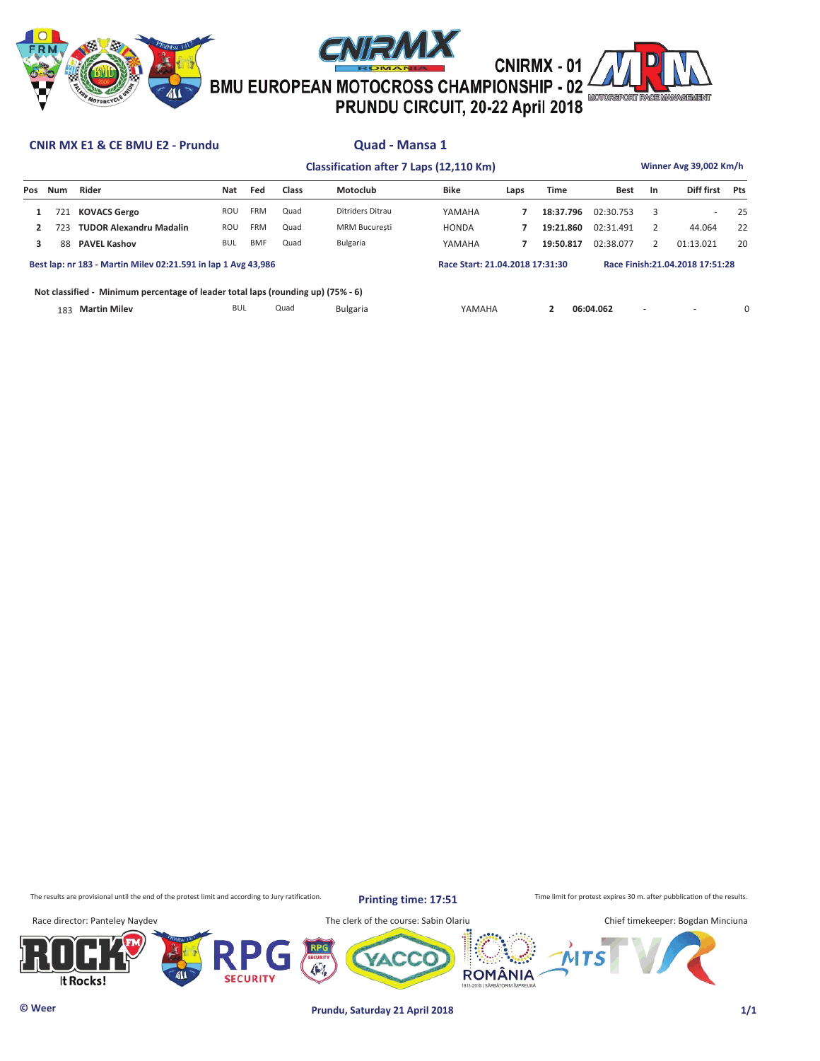CNIRMX - 01
BMU EUROPEAN MOTOCROSS CHAMPIONSHIP - 02
PRUNDU CIRCUIT, 20-22 April 2018

**CNIR MX E1 & CE BMU E2 - Prundu**

## Quad - Mansa 1

**Classification after 7 Laps (12,110 Km)**

**Winner Avg 39,002 Km/h**

| Pos | Num | Rider | Nat | Fed | Class | Motoclub | Bike | Laps | Time | Best | In | Diff first | Pts |
|---|---|---|---|---|---|---|---|---|---|---|---|---|---|
| 1 | 721 | **KOVACS Gergo** | ROU | FRM | Quad | Ditriders Ditrau | YAMAHA | 7 | **18:37.796** | 02:30.753 | 3 | - | 25 |
| 2 | 723 | **TUDOR Alexandru Madalin** | ROU | FRM | Quad | MRM București | HONDA | 7 | **19:21.860** | 02:31.491 | 2 | 44.064 | 22 |
| 3 | 88 | **PAVEL Kashov** | BUL | BMF | Quad | Bulgaria | YAMAHA | 7 | **19:50.817** | 02:38.077 | 2 | 01:13.021 | 20 |

**Best lap: nr 183 - Martin Milev 02:21.591 in lap 1 Avg 43,986**

**Race Start: 21.04.2018 17:31:30**

**Race Finish:21.04.2018 17:51:28**

**Not classified - Minimum percentage of leader total laps (rounding up) (75% - 6)**

| Num | Rider | Nat | Class | Motoclub | Bike | Laps | Time | Best | Diff first | Pts |
|---|---|---|---|---|---|---|---|---|---|---|
| 183 | **Martin Milev** | BUL | Quad | Bulgaria | YAMAHA | 2 | **06:04.062** | - | - | 0 |

The results are provisional until the end of the protest limit and according to Jury ratification.

**Printing time: 17:51**

Time limit for protest expires 30 m. after pubblication of the results.

Race director: Panteley Naydev

The clerk of the course: Sabin Olariu

Chief timekeeper: Bogdan Minciuna

© Weer

**Prundu, Saturday 21 April 2018**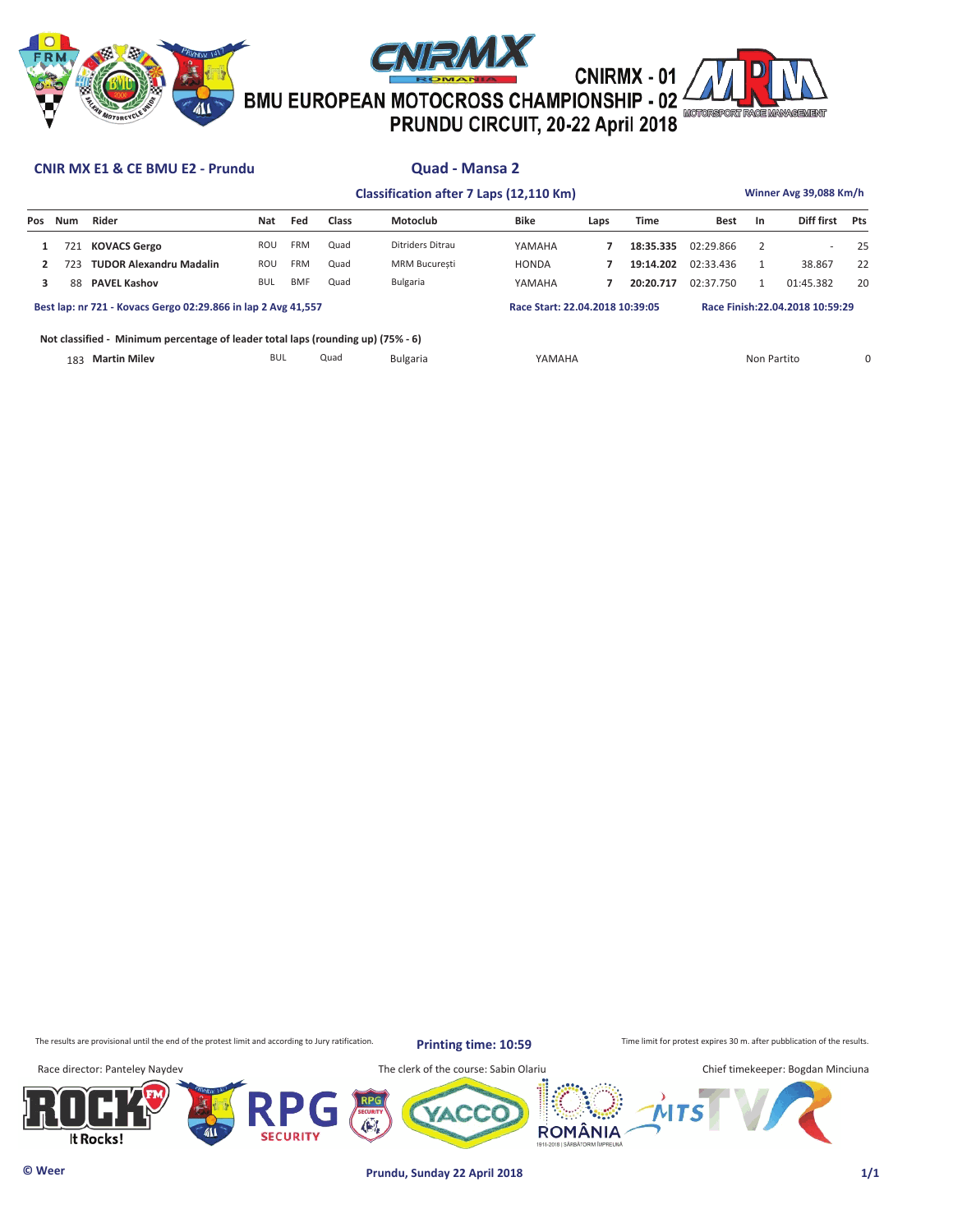# CNIRMX - 01
# BMU EUROPEAN MOTOCROSS CHAMPIONSHIP - 02
# PRUNDU CIRCUIT, 20-22 April 2018

**CNIR MX E1 & CE BMU E2 - Prundu**

## Quad - Mansa 2

**Classification after 7 Laps (12,110 Km)**

**Winner Avg 39,088 Km/h**

| Pos | Num | Rider | Nat | Fed | Class | Motoclub | Bike | Laps | Time | Best | In | Diff first | Pts |
|---|---|---|---|---|---|---|---|---|---|---|---|---|---|
| 1 | 721 | **KOVACS Gergo** | ROU | FRM | Quad | Ditriders Ditrau | YAMAHA | 7 | **18:35.335** | 02:29.866 | 2 | - | 25 |
| 2 | 723 | **TUDOR Alexandru Madalin** | ROU | FRM | Quad | MRM București | HONDA | 7 | **19:14.202** | 02:33.436 | 1 | 38.867 | 22 |
| 3 | 88 | **PAVEL Kashov** | BUL | BMF | Quad | Bulgaria | YAMAHA | 7 | **20:20.717** | 02:37.750 | 1 | 01:45.382 | 20 |

**Best lap: nr 721 - Kovacs Gergo 02:29.866 in lap 2 Avg 41,557**

**Race Start: 22.04.2018 10:39:05**

**Race Finish:22.04.2018 10:59:29**

**Not classified - Minimum percentage of leader total laps (rounding up) (75% - 6)**

| Num | Rider | Nat | Class | Motoclub | Bike | Status | Pts |
|---|---|---|---|---|---|---|---|
| 183 | **Martin Milev** | BUL | Quad | Bulgaria | YAMAHA | Non Partito | 0 |

The results are provisional until the end of the protest limit and according to Jury ratification.

**Printing time: 10:59**

Time limit for protest expires 30 m. after pubblication of the results.

Race director: Panteley Naydev

The clerk of the course: Sabin Olariu

Chief timekeeper: Bogdan Minciuna

**© Weer**

**Prundu, Sunday 22 April 2018**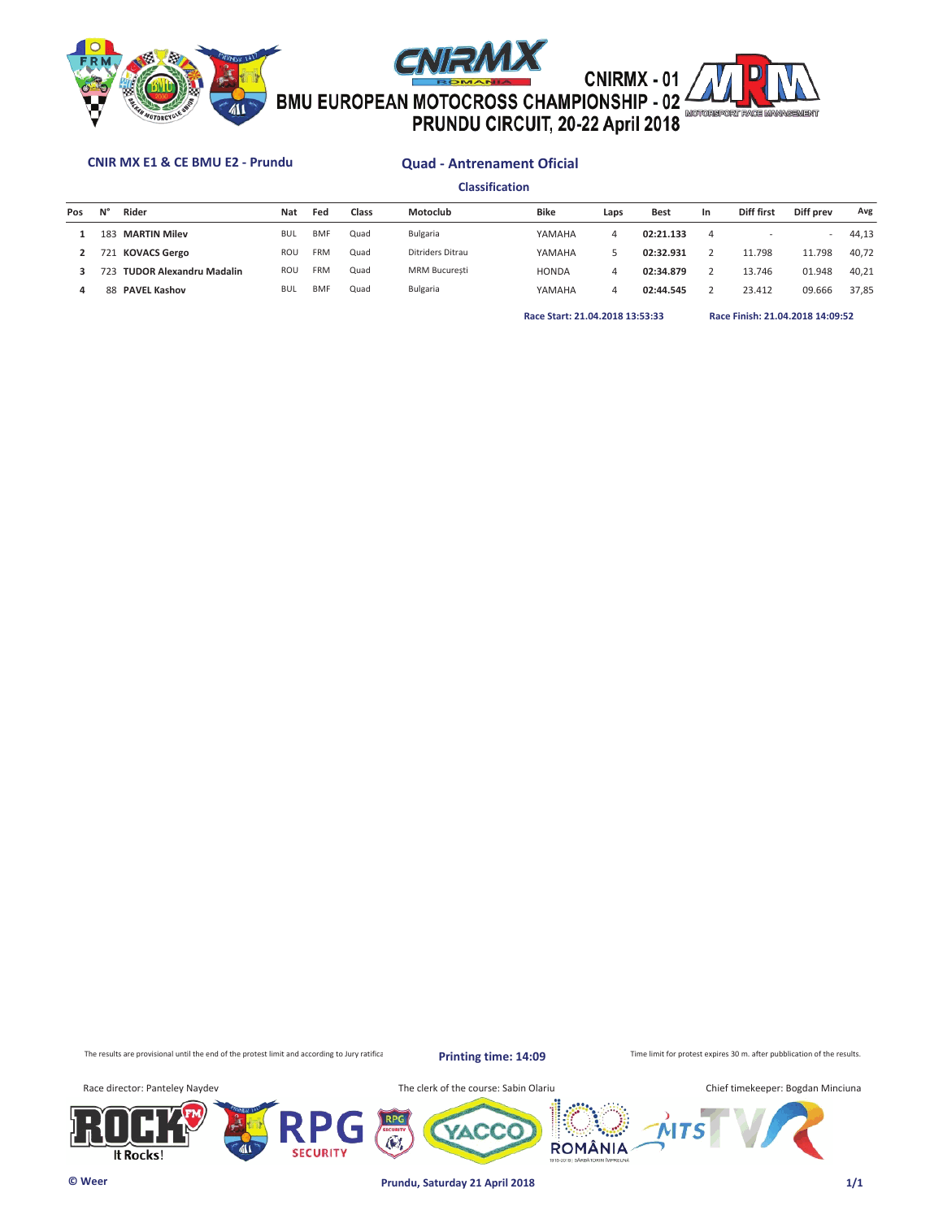# CNIRMX - 01
# BMU EUROPEAN MOTOCROSS CHAMPIONSHIP - 02
# PRUNDU CIRCUIT, 20-22 April 2018

**CNIR MX E1 & CE BMU E2 - Prundu**

## Quad - Antrenament Oficial

### Classification

| Pos | N° | Rider | Nat | Fed | Class | Motoclub | Bike | Laps | Best | In | Diff first | Diff prev | Avg |
|---|---|---|---|---|---|---|---|---|---|---|---|---|---|
| 1 | 183 | **MARTIN Milev** | BUL | BMF | Quad | Bulgaria | YAMAHA | 4 | **02:21.133** | 4 | - | - | 44,13 |
| 2 | 721 | **KOVACS Gergo** | ROU | FRM | Quad | Ditriders Ditrau | YAMAHA | 5 | **02:32.931** | 2 | 11.798 | 11.798 | 40,72 |
| 3 | 723 | **TUDOR Alexandru Madalin** | ROU | FRM | Quad | MRM București | HONDA | 4 | **02:34.879** | 2 | 13.746 | 01.948 | 40,21 |
| 4 | 88 | **PAVEL Kashov** | BUL | BMF | Quad | Bulgaria | YAMAHA | 4 | **02:44.545** | 2 | 23.412 | 09.666 | 37,85 |

**Race Start: 21.04.2018 13:53:33** **Race Finish: 21.04.2018 14:09:52**

The results are provisional until the end of the protest limit and according to Jury ratifica

**Printing time: 14:09**

Time limit for protest expires 30 m. after pubblication of the results.

Race director: Panteley Naydev

The clerk of the course: Sabin Olariu

Chief timekeeper: Bogdan Minciuna

© Weer

**Prundu, Saturday 21 April 2018**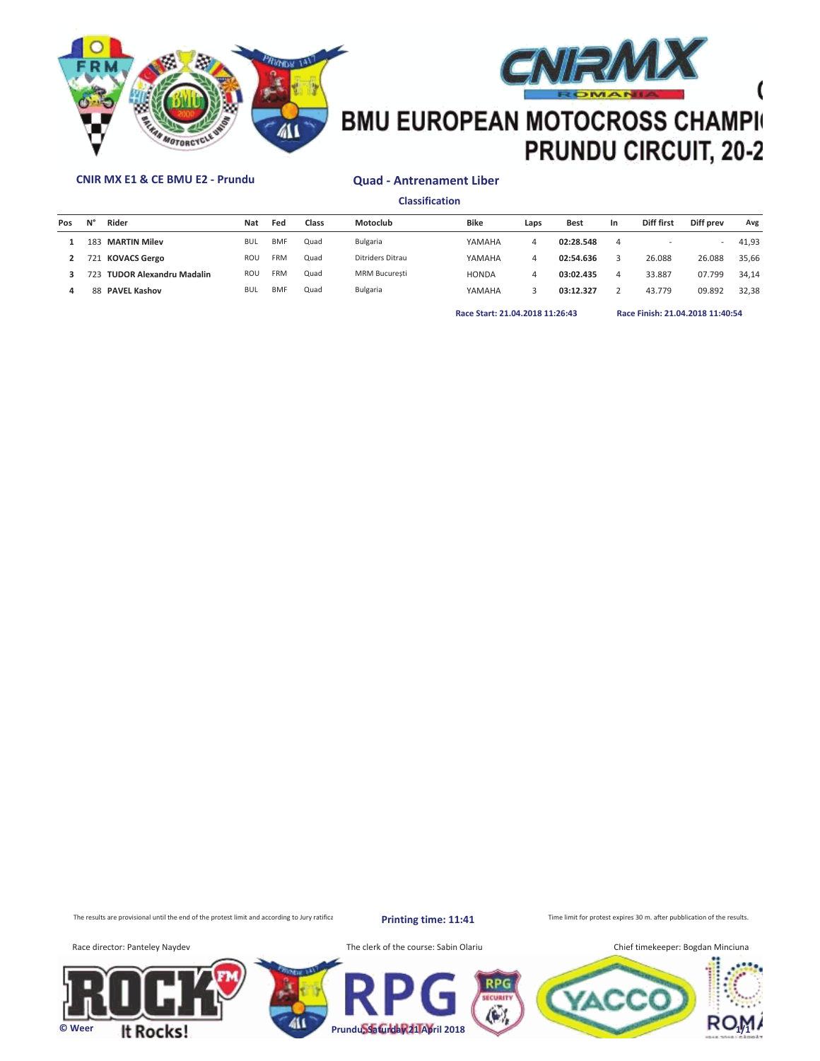# BMU EUROPEAN MOTOCROSS CHAMPI

## PRUNDU CIRCUIT, 20-2

**CNIR MX E1 & CE BMU E2 - Prundu**

## Quad - Antrenament Liber

### Classification

| Pos | N° | Rider | Nat | Fed | Class | Motoclub | Bike | Laps | Best | In | Diff first | Diff prev | Avg |
|---|---|---|---|---|---|---|---|---|---|---|---|---|---|
| 1 | 183 | **MARTIN Milev** | BUL | BMF | Quad | Bulgaria | YAMAHA | 4 | **02:28.548** | 4 | - | - | 41,93 |
| 2 | 721 | **KOVACS Gergo** | ROU | FRM | Quad | Ditriders Ditrau | YAMAHA | 4 | **02:54.636** | 3 | 26.088 | 26.088 | 35,66 |
| 3 | 723 | **TUDOR Alexandru Madalin** | ROU | FRM | Quad | MRM București | HONDA | 4 | **03:02.435** | 4 | 33.887 | 07.799 | 34,14 |
| 4 | 88 | **PAVEL Kashov** | BUL | BMF | Quad | Bulgaria | YAMAHA | 3 | **03:12.327** | 2 | 43.779 | 09.892 | 32,38 |

**Race Start: 21.04.2018 11:26:43** **Race Finish: 21.04.2018 11:40:54**

The results are provisional until the end of the protest limit and according to Jury ratifica

**Printing time: 11:41**

Time limit for protest expires 30 m. after pubblication of the results.

Race director: Panteley Naydev

The clerk of the course: Sabin Olariu

Chief timekeeper: Bogdan Minciuna

© Weer

Prundu, Saturday 21 April 2018